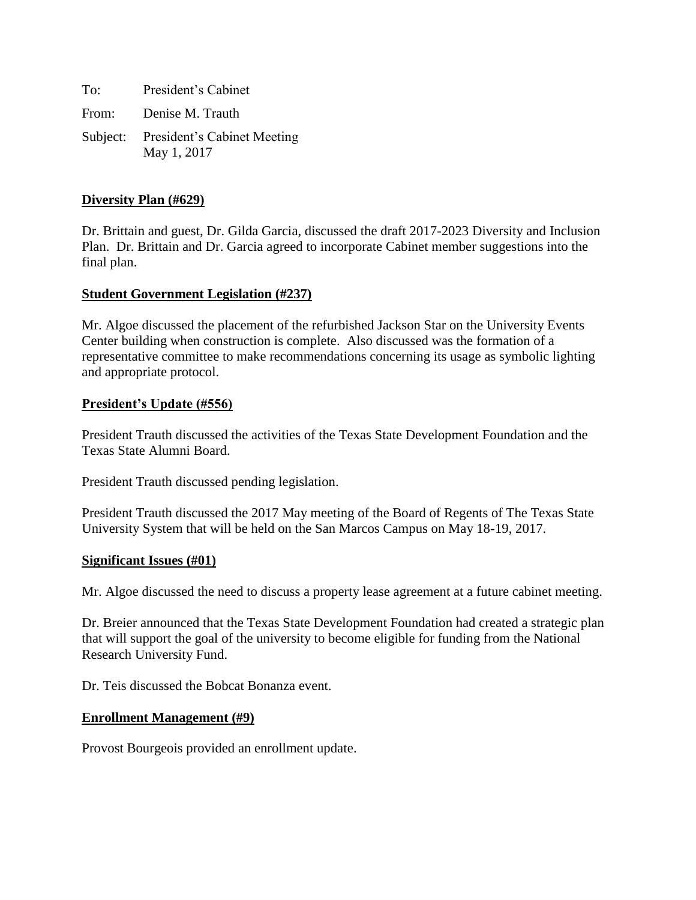To: President's Cabinet

From: Denise M. Trauth

Subject: President's Cabinet Meeting
May 1, 2017

**Diversity Plan (#629)**

Dr. Brittain and guest, Dr. Gilda Garcia, discussed the draft 2017-2023 Diversity and Inclusion Plan. Dr. Brittain and Dr. Garcia agreed to incorporate Cabinet member suggestions into the final plan.

**Student Government Legislation (#237)**

Mr. Algoe discussed the placement of the refurbished Jackson Star on the University Events Center building when construction is complete. Also discussed was the formation of a representative committee to make recommendations concerning its usage as symbolic lighting and appropriate protocol.

**President's Update (#556)**

President Trauth discussed the activities of the Texas State Development Foundation and the Texas State Alumni Board.

President Trauth discussed pending legislation.

President Trauth discussed the 2017 May meeting of the Board of Regents of The Texas State University System that will be held on the San Marcos Campus on May 18-19, 2017.

**Significant Issues (#01)**

Mr. Algoe discussed the need to discuss a property lease agreement at a future cabinet meeting.

Dr. Breier announced that the Texas State Development Foundation had created a strategic plan that will support the goal of the university to become eligible for funding from the National Research University Fund.

Dr. Teis discussed the Bobcat Bonanza event.

**Enrollment Management (#9)**

Provost Bourgeois provided an enrollment update.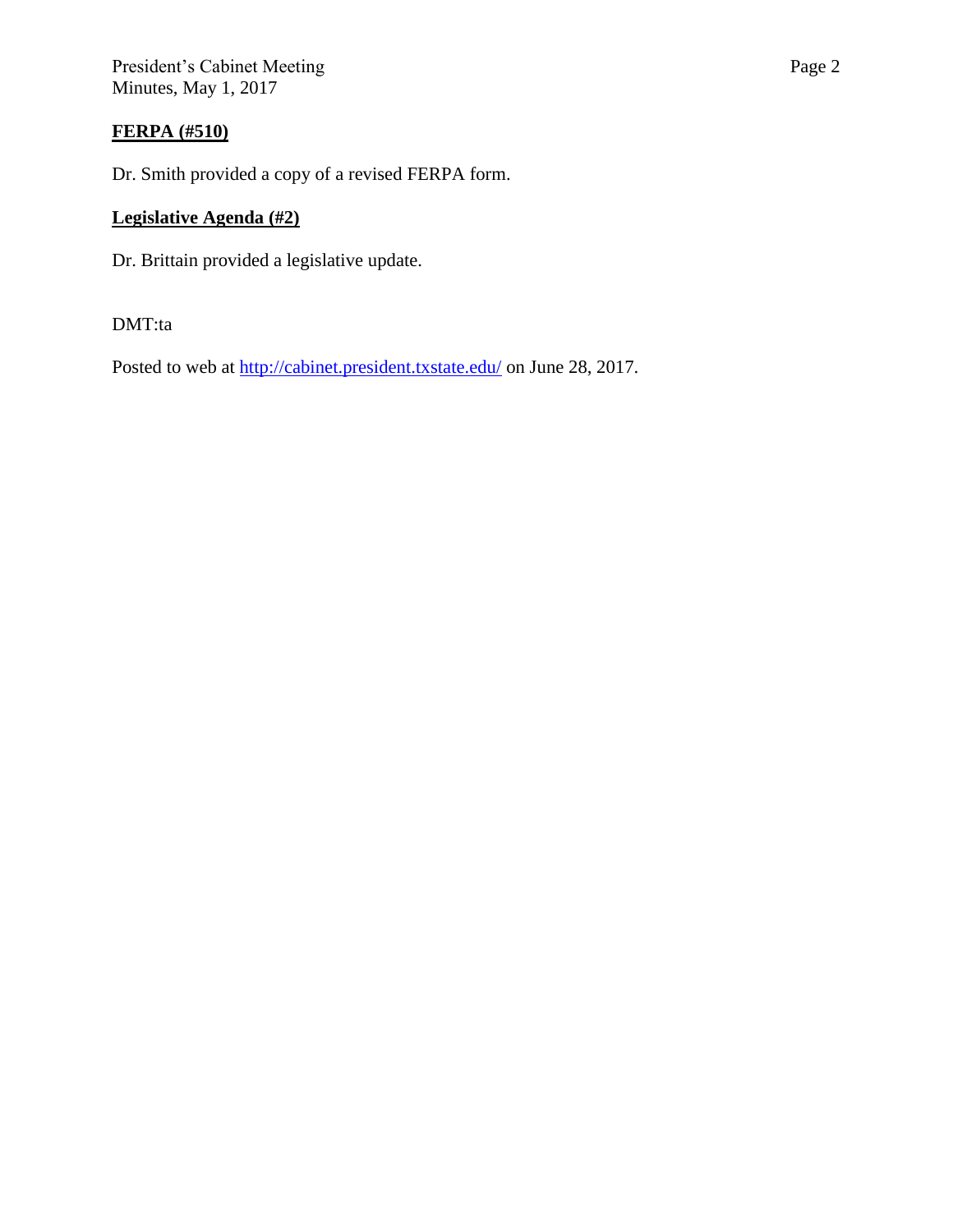**FERPA (#510)**

Dr. Smith provided a copy of a revised FERPA form.

**Legislative Agenda (#2)**

Dr. Brittain provided a legislative update.

DMT:ta

Posted to web at http://cabinet.president.txstate.edu/ on June 28, 2017.